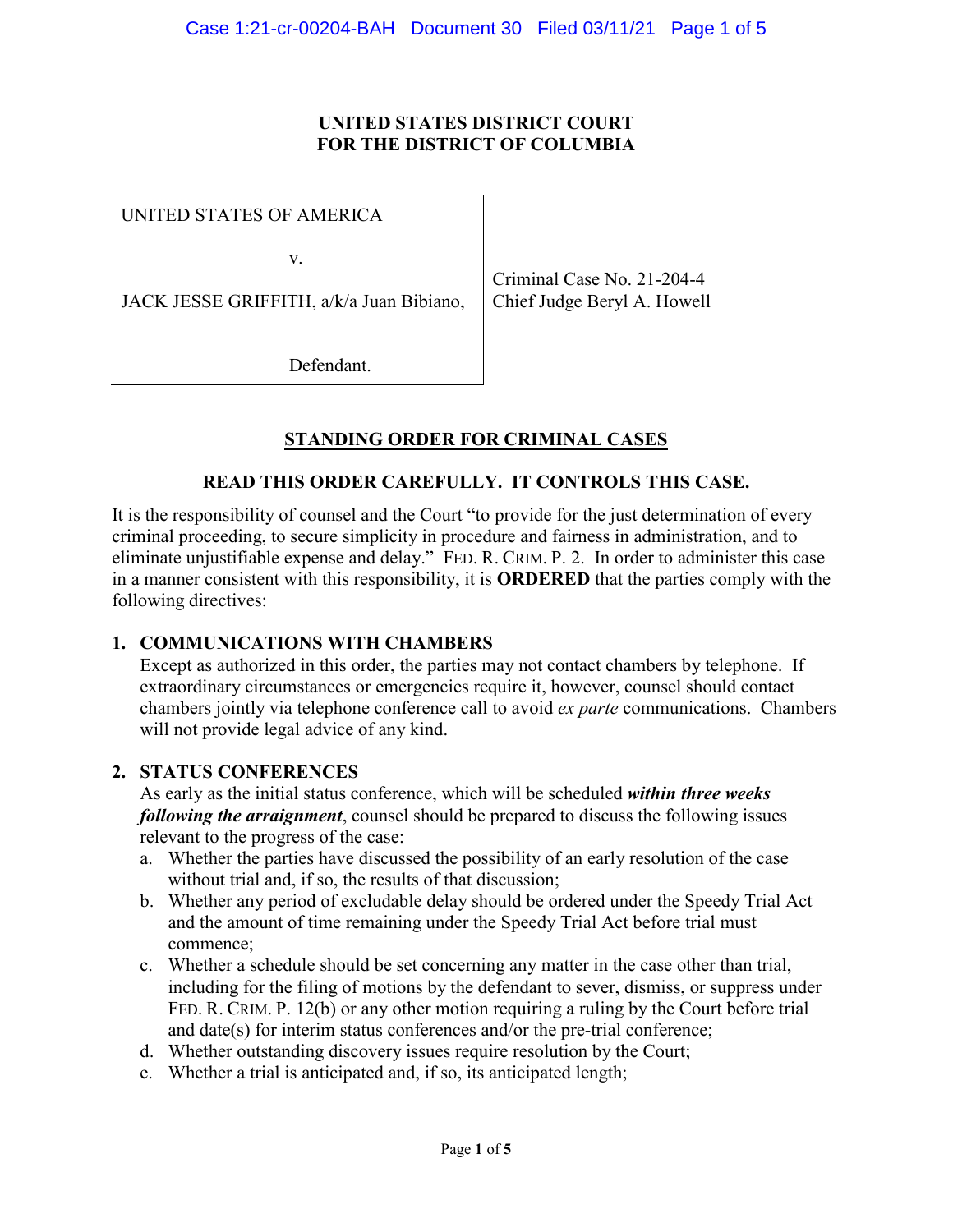**UNITED STATES DISTRICT COURT**
**FOR THE DISTRICT OF COLUMBIA**

UNITED STATES OF AMERICA

v.

JACK JESSE GRIFFITH, a/k/a Juan Bibiano,

Defendant.

Criminal Case No. 21-204-4
Chief Judge Beryl A. Howell

## STANDING ORDER FOR CRIMINAL CASES

### READ THIS ORDER CAREFULLY. IT CONTROLS THIS CASE.

It is the responsibility of counsel and the Court "to provide for the just determination of every criminal proceeding, to secure simplicity in procedure and fairness in administration, and to eliminate unjustifiable expense and delay." FED. R. CRIM. P. 2. In order to administer this case in a manner consistent with this responsibility, it is **ORDERED** that the parties comply with the following directives:

**1. COMMUNICATIONS WITH CHAMBERS**

Except as authorized in this order, the parties may not contact chambers by telephone. If extraordinary circumstances or emergencies require it, however, counsel should contact chambers jointly via telephone conference call to avoid *ex parte* communications. Chambers will not provide legal advice of any kind.

**2. STATUS CONFERENCES**

As early as the initial status conference, which will be scheduled ***within three weeks following the arraignment***, counsel should be prepared to discuss the following issues relevant to the progress of the case:

a. Whether the parties have discussed the possibility of an early resolution of the case without trial and, if so, the results of that discussion;
b. Whether any period of excludable delay should be ordered under the Speedy Trial Act and the amount of time remaining under the Speedy Trial Act before trial must commence;
c. Whether a schedule should be set concerning any matter in the case other than trial, including for the filing of motions by the defendant to sever, dismiss, or suppress under FED. R. CRIM. P. 12(b) or any other motion requiring a ruling by the Court before trial and date(s) for interim status conferences and/or the pre-trial conference;
d. Whether outstanding discovery issues require resolution by the Court;
e. Whether a trial is anticipated and, if so, its anticipated length;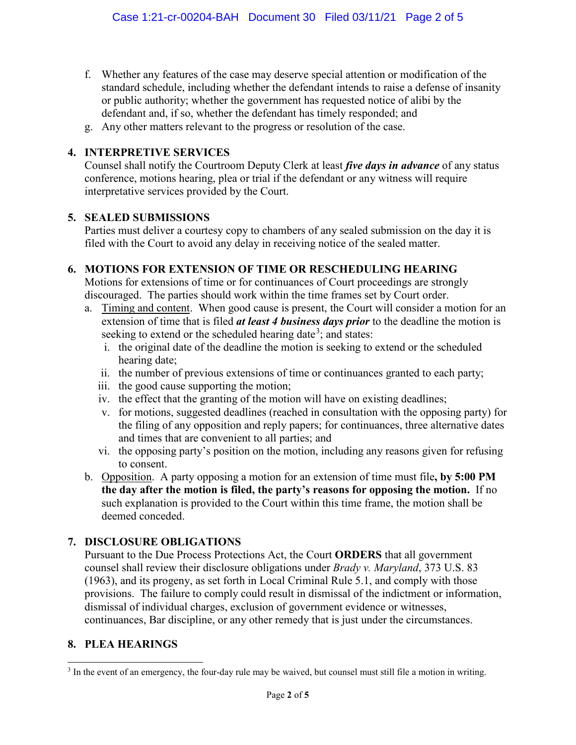f. Whether any features of the case may deserve special attention or modification of the standard schedule, including whether the defendant intends to raise a defense of insanity or public authority; whether the government has requested notice of alibi by the defendant and, if so, whether the defendant has timely responded; and
g. Any other matters relevant to the progress or resolution of the case.

## 4. INTERPRETIVE SERVICES

Counsel shall notify the Courtroom Deputy Clerk at least ***five days in advance*** of any status conference, motions hearing, plea or trial if the defendant or any witness will require interpretative services provided by the Court.

## 5. SEALED SUBMISSIONS

Parties must deliver a courtesy copy to chambers of any sealed submission on the day it is filed with the Court to avoid any delay in receiving notice of the sealed matter.

## 6. MOTIONS FOR EXTENSION OF TIME OR RESCHEDULING HEARING

Motions for extensions of time or for continuances of Court proceedings are strongly discouraged. The parties should work within the time frames set by Court order.

a. Timing and content. When good cause is present, the Court will consider a motion for an extension of time that is filed ***at least 4 business days prior*** to the deadline the motion is seeking to extend or the scheduled hearing date[3]; and states:
   i. the original date of the deadline the motion is seeking to extend or the scheduled hearing date;
   ii. the number of previous extensions of time or continuances granted to each party;
   iii. the good cause supporting the motion;
   iv. the effect that the granting of the motion will have on existing deadlines;
   v. for motions, suggested deadlines (reached in consultation with the opposing party) for the filing of any opposition and reply papers; for continuances, three alternative dates and times that are convenient to all parties; and
   vi. the opposing party's position on the motion, including any reasons given for refusing to consent.
b. Opposition. A party opposing a motion for an extension of time must file**, by 5:00 PM the day after the motion is filed, the party's reasons for opposing the motion.** If no such explanation is provided to the Court within this time frame, the motion shall be deemed conceded.

## 7. DISCLOSURE OBLIGATIONS

Pursuant to the Due Process Protections Act, the Court **ORDERS** that all government counsel shall review their disclosure obligations under *Brady v. Maryland*, 373 U.S. 83 (1963), and its progeny, as set forth in Local Criminal Rule 5.1, and comply with those provisions. The failure to comply could result in dismissal of the indictment or information, dismissal of individual charges, exclusion of government evidence or witnesses, continuances, Bar discipline, or any other remedy that is just under the circumstances.

## 8. PLEA HEARINGS

[3] In the event of an emergency, the four-day rule may be waived, but counsel must still file a motion in writing.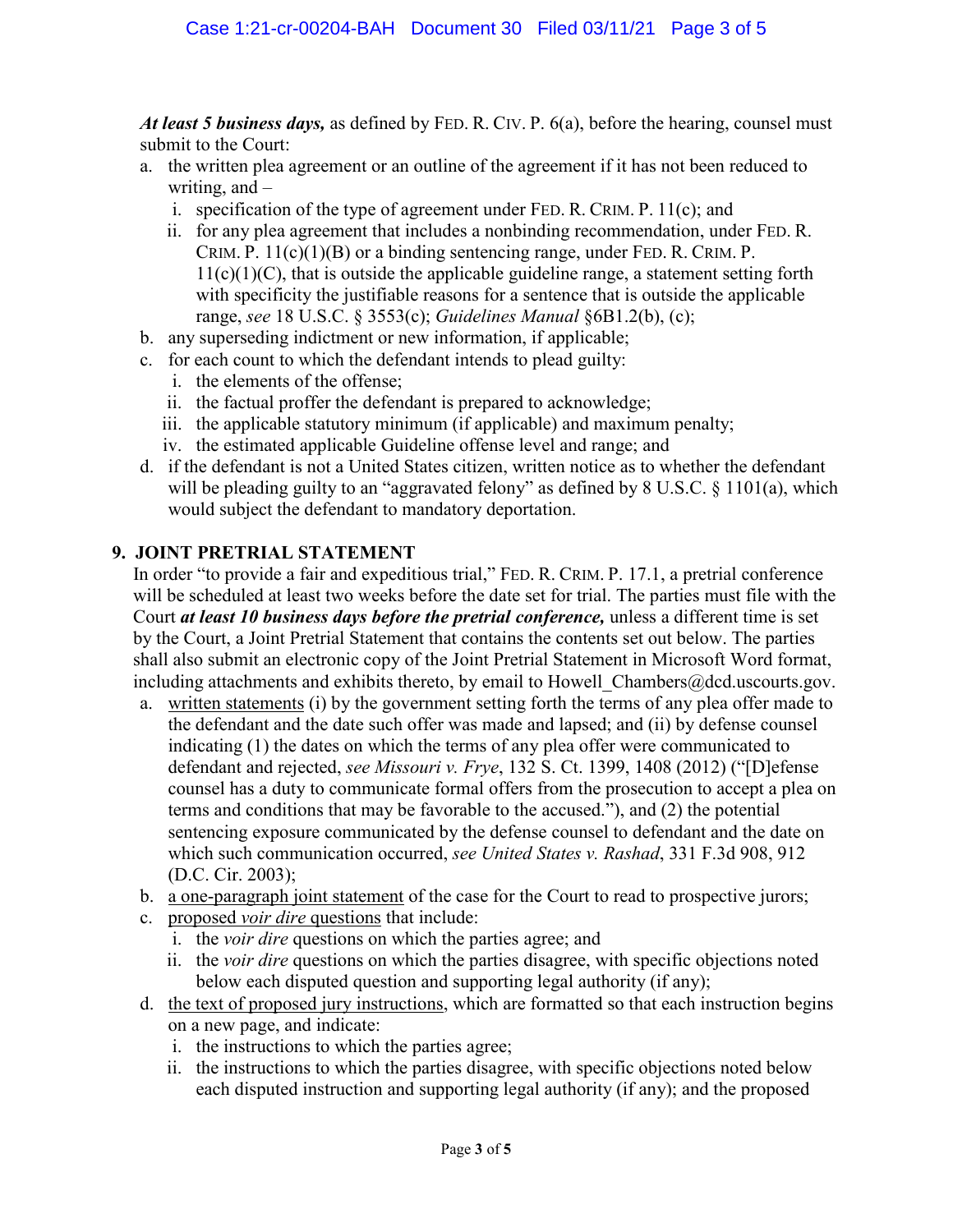***At least 5 business days,*** as defined by FED. R. CIV. P. 6(a), before the hearing, counsel must submit to the Court:

a. the written plea agreement or an outline of the agreement if it has not been reduced to writing, and –
   i. specification of the type of agreement under FED. R. CRIM. P. 11(c); and
   ii. for any plea agreement that includes a nonbinding recommendation, under FED. R. CRIM. P. 11(c)(1)(B) or a binding sentencing range, under FED. R. CRIM. P. 11(c)(1)(C), that is outside the applicable guideline range, a statement setting forth with specificity the justifiable reasons for a sentence that is outside the applicable range, *see* 18 U.S.C. § 3553(c); *Guidelines Manual* §6B1.2(b), (c);
b. any superseding indictment or new information, if applicable;
c. for each count to which the defendant intends to plead guilty:
   i. the elements of the offense;
   ii. the factual proffer the defendant is prepared to acknowledge;
   iii. the applicable statutory minimum (if applicable) and maximum penalty;
   iv. the estimated applicable Guideline offense level and range; and
d. if the defendant is not a United States citizen, written notice as to whether the defendant will be pleading guilty to an "aggravated felony" as defined by 8 U.S.C. § 1101(a), which would subject the defendant to mandatory deportation.

## 9. JOINT PRETRIAL STATEMENT

In order "to provide a fair and expeditious trial," FED. R. CRIM. P. 17.1, a pretrial conference will be scheduled at least two weeks before the date set for trial. The parties must file with the Court ***at least 10 business days before the pretrial conference,*** unless a different time is set by the Court, a Joint Pretrial Statement that contains the contents set out below. The parties shall also submit an electronic copy of the Joint Pretrial Statement in Microsoft Word format, including attachments and exhibits thereto, by email to Howell_Chambers@dcd.uscourts.gov.

a. written statements (i) by the government setting forth the terms of any plea offer made to the defendant and the date such offer was made and lapsed; and (ii) by defense counsel indicating (1) the dates on which the terms of any plea offer were communicated to defendant and rejected, *see Missouri v. Frye*, 132 S. Ct. 1399, 1408 (2012) ("[D]efense counsel has a duty to communicate formal offers from the prosecution to accept a plea on terms and conditions that may be favorable to the accused."), and (2) the potential sentencing exposure communicated by the defense counsel to defendant and the date on which such communication occurred, *see United States v. Rashad*, 331 F.3d 908, 912 (D.C. Cir. 2003);
b. a one-paragraph joint statement of the case for the Court to read to prospective jurors;
c. proposed *voir dire* questions that include:
   i. the *voir dire* questions on which the parties agree; and
   ii. the *voir dire* questions on which the parties disagree, with specific objections noted below each disputed question and supporting legal authority (if any);
d. the text of proposed jury instructions, which are formatted so that each instruction begins on a new page, and indicate:
   i. the instructions to which the parties agree;
   ii. the instructions to which the parties disagree, with specific objections noted below each disputed instruction and supporting legal authority (if any); and the proposed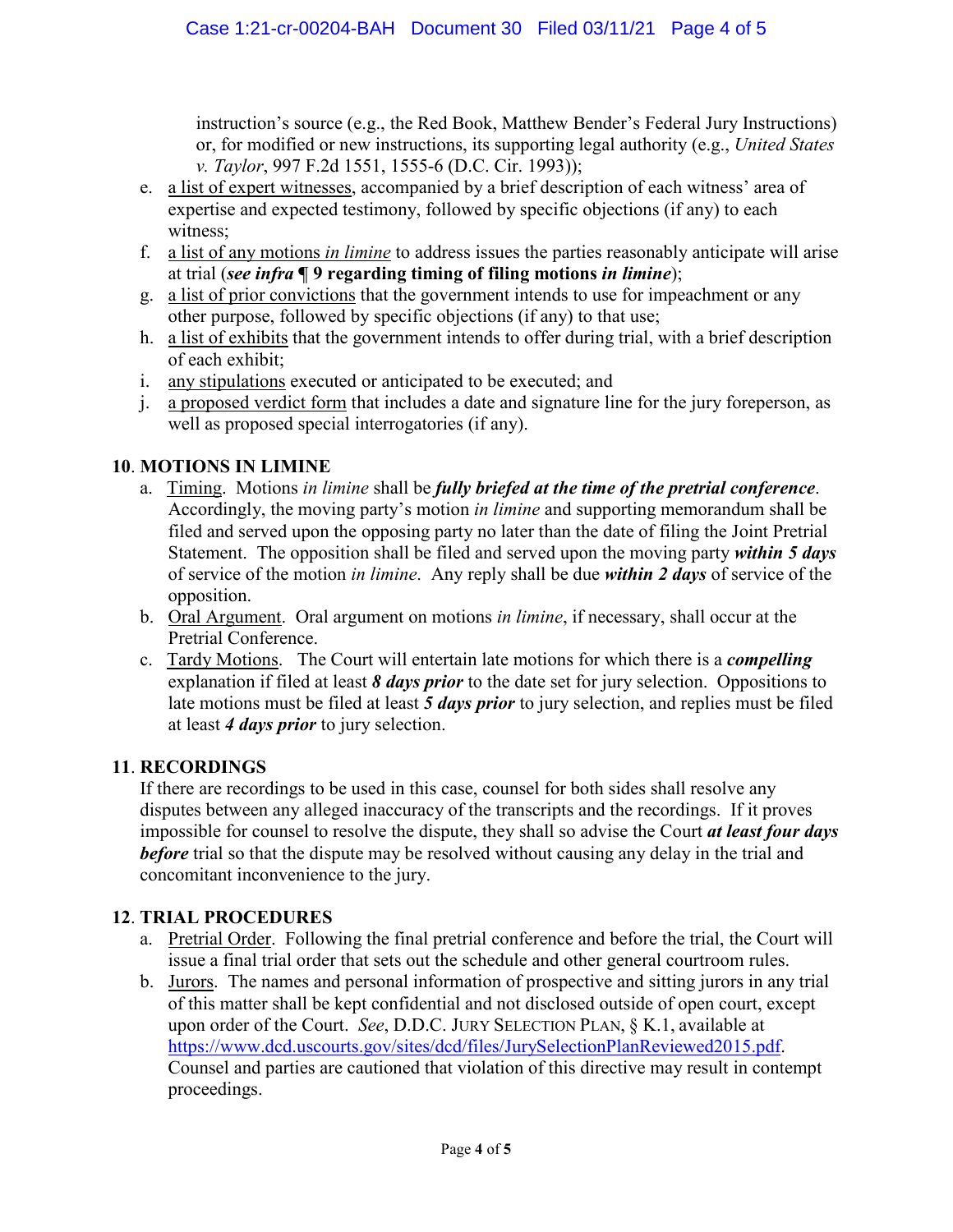instruction's source (e.g., the Red Book, Matthew Bender's Federal Jury Instructions) or, for modified or new instructions, its supporting legal authority (e.g., *United States v. Taylor*, 997 F.2d 1551, 1555-6 (D.C. Cir. 1993));

e. a list of expert witnesses, accompanied by a brief description of each witness' area of expertise and expected testimony, followed by specific objections (if any) to each witness;
f. a list of any motions *in limine* to address issues the parties reasonably anticipate will arise at trial (***see infra* ¶ 9 regarding timing of filing motions *in limine***);
g. a list of prior convictions that the government intends to use for impeachment or any other purpose, followed by specific objections (if any) to that use;
h. a list of exhibits that the government intends to offer during trial, with a brief description of each exhibit;
i. any stipulations executed or anticipated to be executed; and
j. a proposed verdict form that includes a date and signature line for the jury foreperson, as well as proposed special interrogatories (if any).

## 10. MOTIONS IN LIMINE

a. Timing. Motions *in limine* shall be ***fully briefed at the time of the pretrial conference***. Accordingly, the moving party's motion *in limine* and supporting memorandum shall be filed and served upon the opposing party no later than the date of filing the Joint Pretrial Statement. The opposition shall be filed and served upon the moving party ***within 5 days*** of service of the motion *in limine*. Any reply shall be due ***within 2 days*** of service of the opposition.
b. Oral Argument. Oral argument on motions *in limine*, if necessary, shall occur at the Pretrial Conference.
c. Tardy Motions. The Court will entertain late motions for which there is a ***compelling*** explanation if filed at least ***8 days prior*** to the date set for jury selection. Oppositions to late motions must be filed at least ***5 days prior*** to jury selection, and replies must be filed at least ***4 days prior*** to jury selection.

## 11. RECORDINGS

If there are recordings to be used in this case, counsel for both sides shall resolve any disputes between any alleged inaccuracy of the transcripts and the recordings. If it proves impossible for counsel to resolve the dispute, they shall so advise the Court ***at least four days before*** trial so that the dispute may be resolved without causing any delay in the trial and concomitant inconvenience to the jury.

## 12. TRIAL PROCEDURES

a. Pretrial Order. Following the final pretrial conference and before the trial, the Court will issue a final trial order that sets out the schedule and other general courtroom rules.
b. Jurors. The names and personal information of prospective and sitting jurors in any trial of this matter shall be kept confidential and not disclosed outside of open court, except upon order of the Court. *See*, D.D.C. JURY SELECTION PLAN, § K.1, available at https://www.dcd.uscourts.gov/sites/dcd/files/JurySelectionPlanReviewed2015.pdf. Counsel and parties are cautioned that violation of this directive may result in contempt proceedings.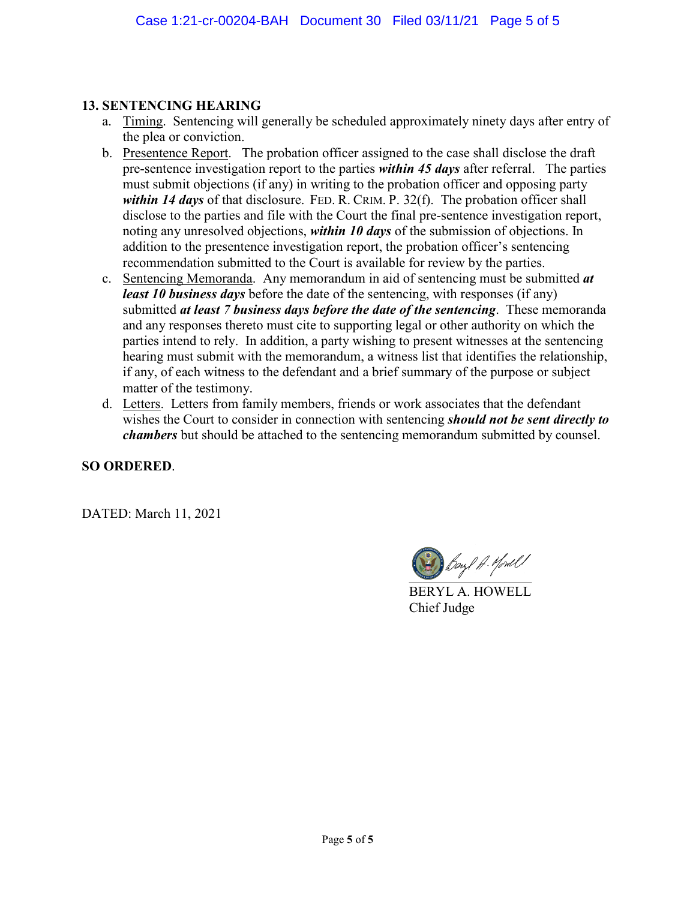## 13. SENTENCING HEARING

a. Timing. Sentencing will generally be scheduled approximately ninety days after entry of the plea or conviction.

b. Presentence Report. The probation officer assigned to the case shall disclose the draft pre-sentence investigation report to the parties ***within 45 days*** after referral. The parties must submit objections (if any) in writing to the probation officer and opposing party ***within 14 days*** of that disclosure. FED. R. CRIM. P. 32(f). The probation officer shall disclose to the parties and file with the Court the final pre-sentence investigation report, noting any unresolved objections, ***within 10 days*** of the submission of objections. In addition to the presentence investigation report, the probation officer's sentencing recommendation submitted to the Court is available for review by the parties.

c. Sentencing Memoranda. Any memorandum in aid of sentencing must be submitted ***at least 10 business days*** before the date of the sentencing, with responses (if any) submitted ***at least 7 business days before the date of the sentencing***. These memoranda and any responses thereto must cite to supporting legal or other authority on which the parties intend to rely. In addition, a party wishing to present witnesses at the sentencing hearing must submit with the memorandum, a witness list that identifies the relationship, if any, of each witness to the defendant and a brief summary of the purpose or subject matter of the testimony.

d. Letters. Letters from family members, friends or work associates that the defendant wishes the Court to consider in connection with sentencing ***should not be sent directly to chambers*** but should be attached to the sentencing memorandum submitted by counsel.

**SO ORDERED**.

DATED: March 11, 2021

BERYL A. HOWELL
Chief Judge